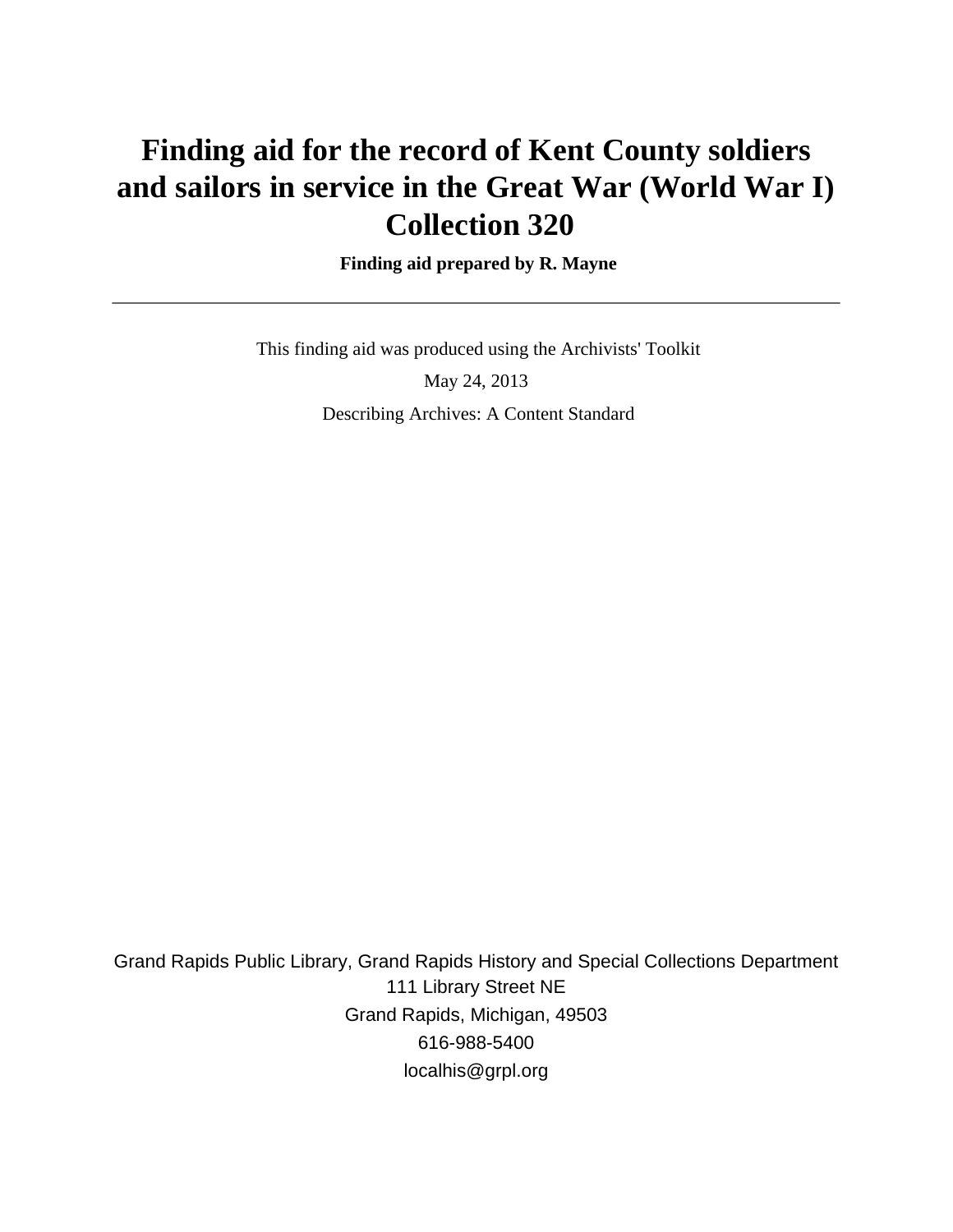# Finding aid for the record of Kent County soldiers and sailors in service in the Great War (World War I) Collection 320

**Finding aid prepared by R. Mayne**

---

This finding aid was produced using the Archivists' Toolkit

May 24, 2013

Describing Archives: A Content Standard

Grand Rapids Public Library, Grand Rapids History and Special Collections Department
111 Library Street NE
Grand Rapids, Michigan, 49503
616-988-5400
localhis@grpl.org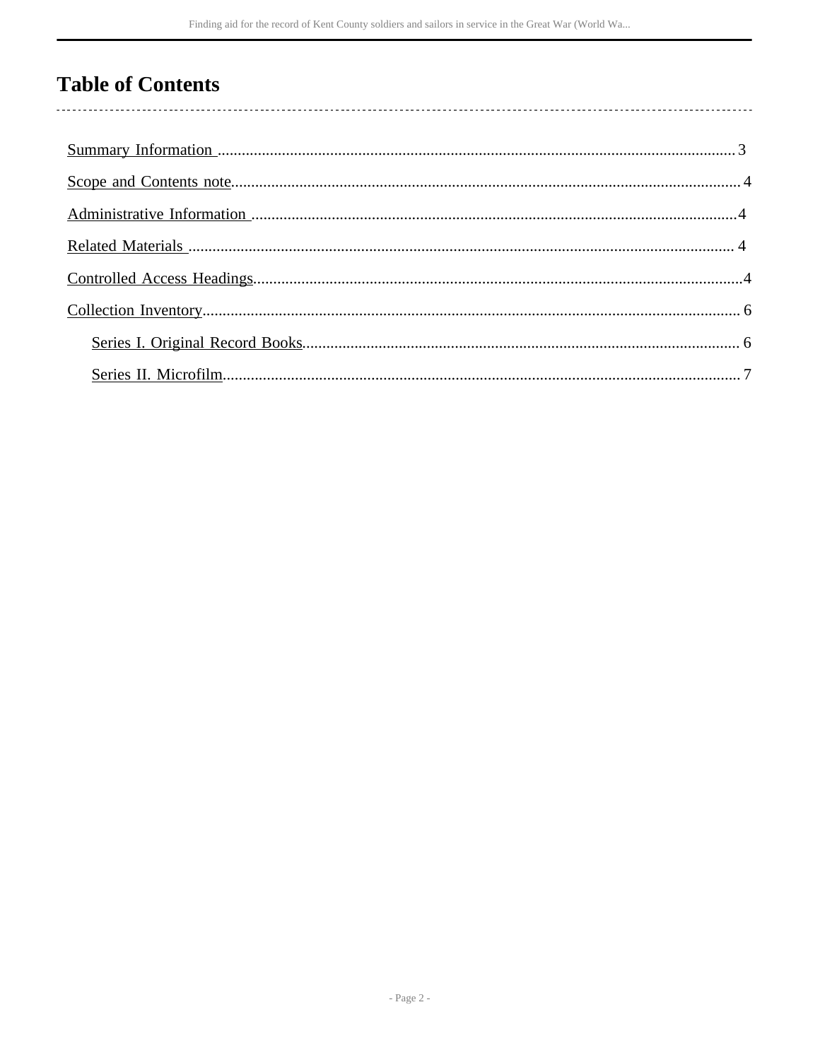# Table of Contents

- Summary Information ........ 3
- Scope and Contents note ........ 4
- Administrative Information ........ 4
- Related Materials ........ 4
- Controlled Access Headings ........ 4
- Collection Inventory ........ 6
  - Series I. Original Record Books ........ 6
  - Series II. Microfilm ........ 7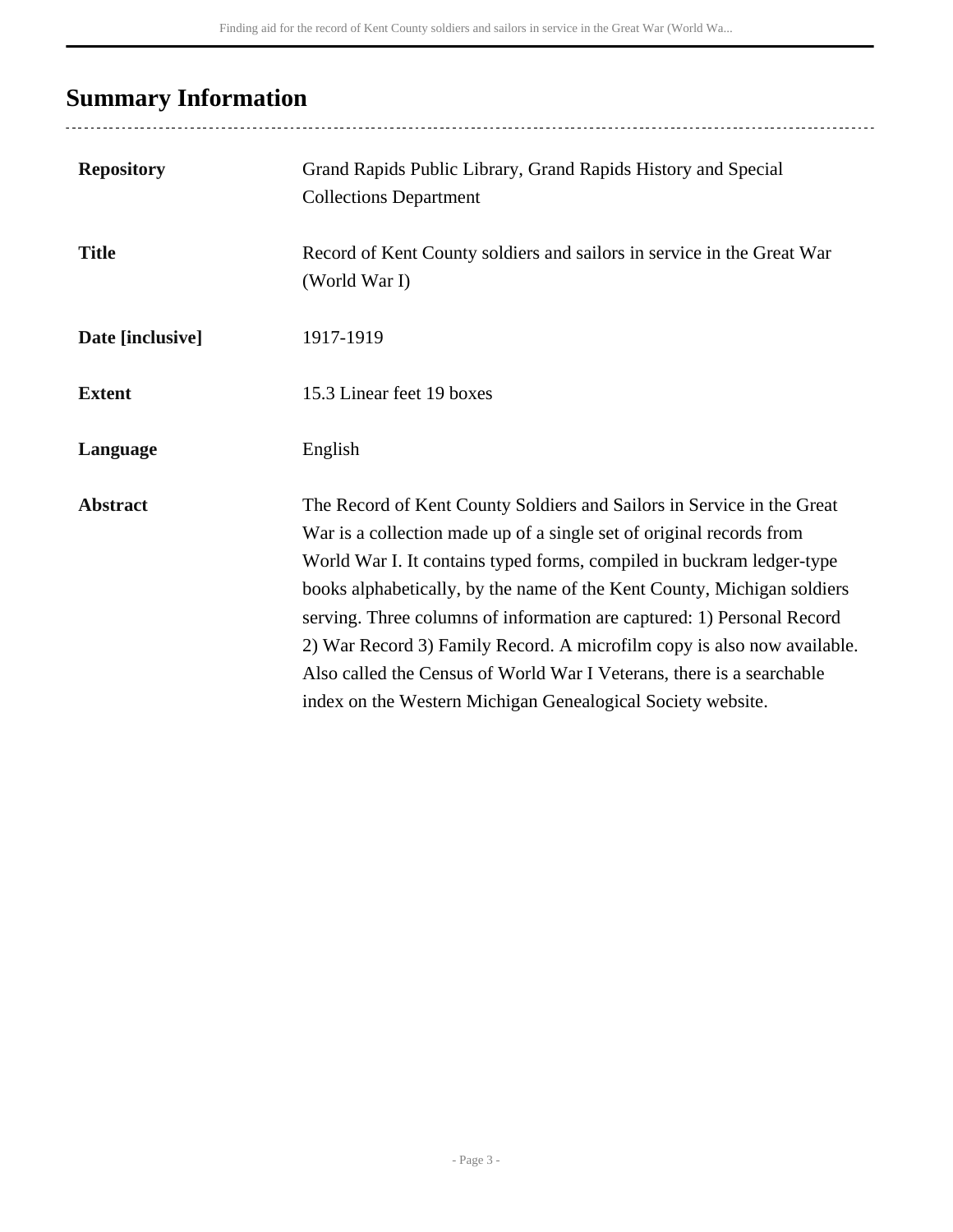## Summary Information

| | |
|---|---|
| **Repository** | Grand Rapids Public Library, Grand Rapids History and Special Collections Department |
| **Title** | Record of Kent County soldiers and sailors in service in the Great War (World War I) |
| **Date [inclusive]** | 1917-1919 |
| **Extent** | 15.3 Linear feet 19 boxes |
| **Language** | English |
| **Abstract** | The Record of Kent County Soldiers and Sailors in Service in the Great War is a collection made up of a single set of original records from World War I. It contains typed forms, compiled in buckram ledger-type books alphabetically, by the name of the Kent County, Michigan soldiers serving. Three columns of information are captured: 1) Personal Record 2) War Record 3) Family Record. A microfilm copy is also now available. Also called the Census of World War I Veterans, there is a searchable index on the Western Michigan Genealogical Society website. |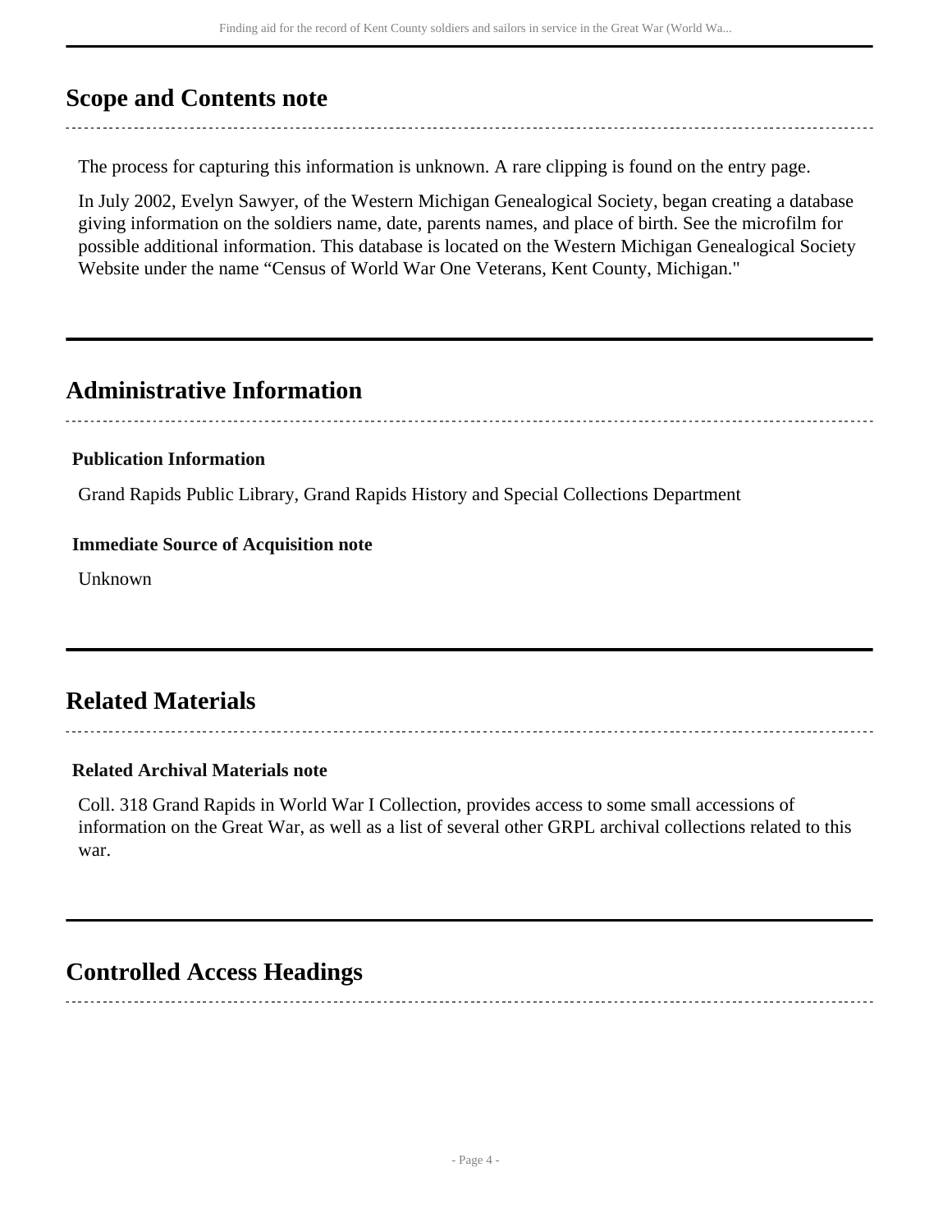## Scope and Contents note

The process for capturing this information is unknown. A rare clipping is found on the entry page.

In July 2002, Evelyn Sawyer, of the Western Michigan Genealogical Society, began creating a database giving information on the soldiers name, date, parents names, and place of birth. See the microfilm for possible additional information. This database is located on the Western Michigan Genealogical Society Website under the name “Census of World War One Veterans, Kent County, Michigan."

## Administrative Information

**Publication Information**

Grand Rapids Public Library, Grand Rapids History and Special Collections Department

**Immediate Source of Acquisition note**

Unknown

## Related Materials

**Related Archival Materials note**

Coll. 318 Grand Rapids in World War I Collection, provides access to some small accessions of information on the Great War, as well as a list of several other GRPL archival collections related to this war.

## Controlled Access Headings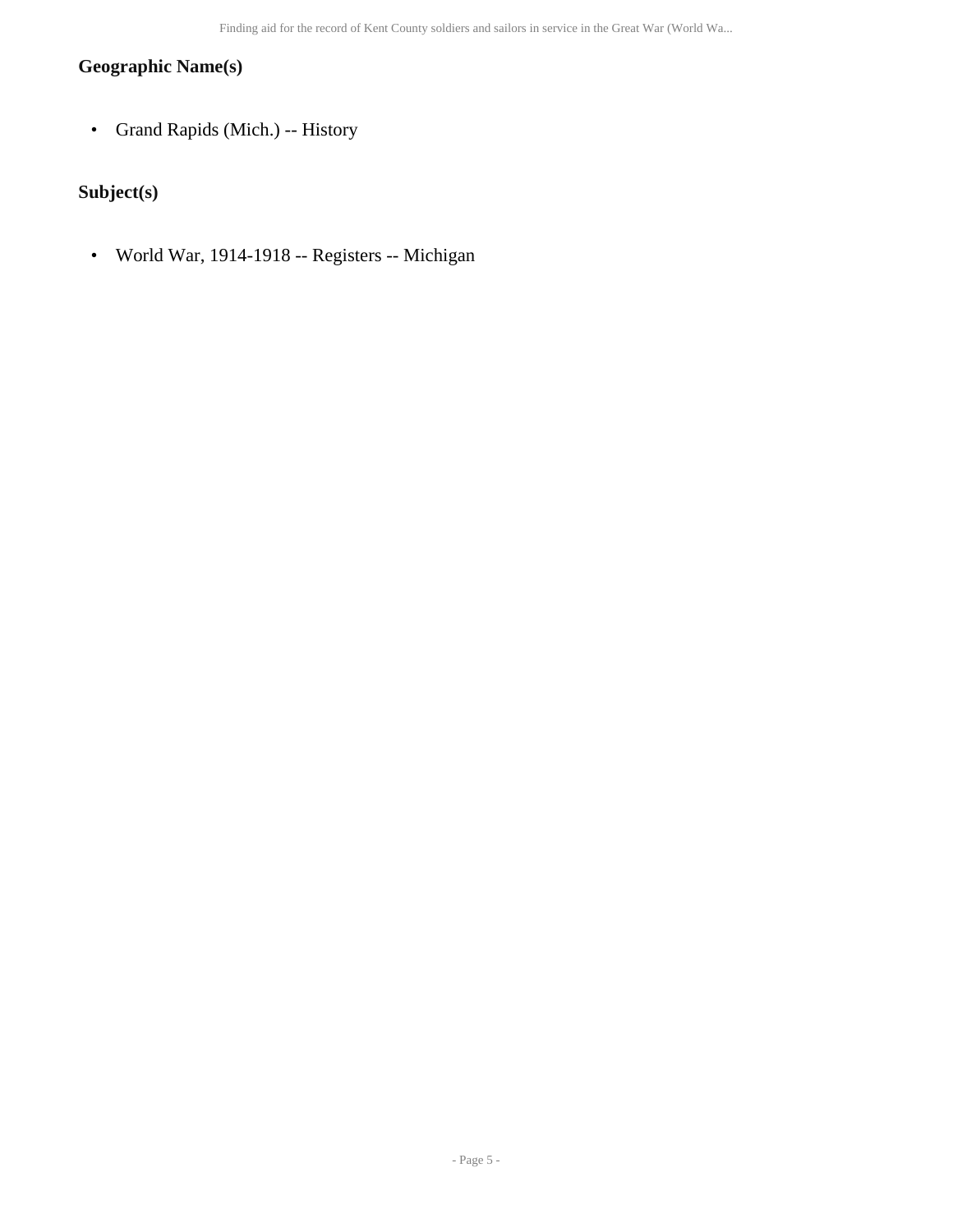### Geographic Name(s)

- Grand Rapids (Mich.) -- History

### Subject(s)

- World War, 1914-1918 -- Registers -- Michigan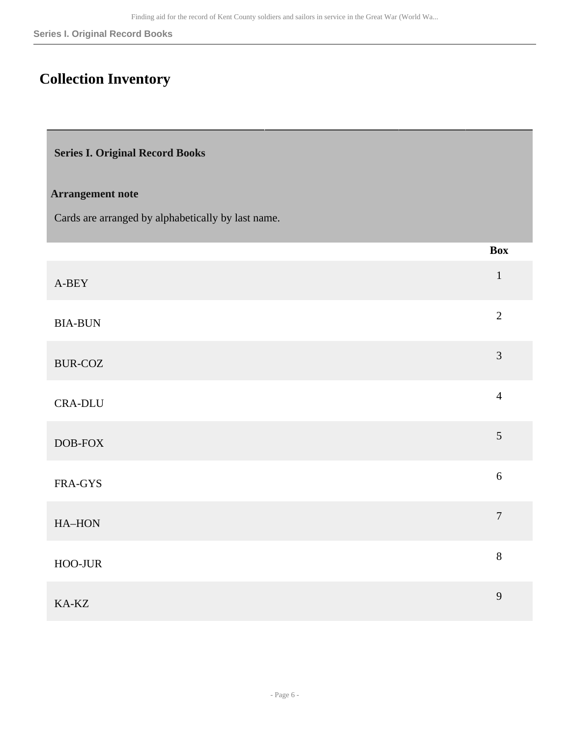# Collection Inventory

## Series I. Original Record Books

**Arrangement note**

Cards are arranged by alphabetically by last name.

| | Box |
|---|---|
| A-BEY | 1 |
| BIA-BUN | 2 |
| BUR-COZ | 3 |
| CRA-DLU | 4 |
| DOB-FOX | 5 |
| FRA-GYS | 6 |
| HA–HON | 7 |
| HOO-JUR | 8 |
| KA-KZ | 9 |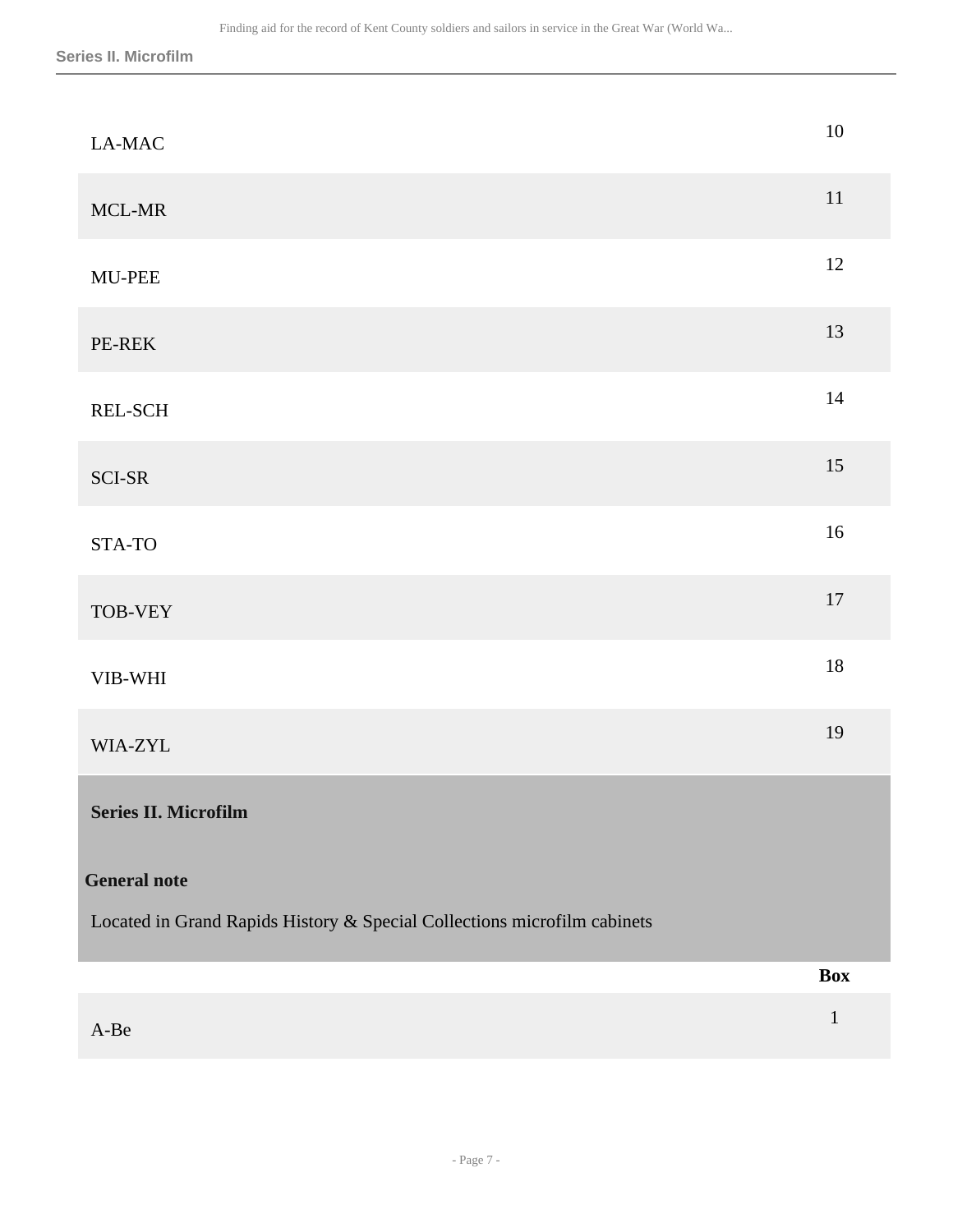| | |
|---|---|
| LA-MAC | 10 |
| MCL-MR | 11 |
| MU-PEE | 12 |
| PE-REK | 13 |
| REL-SCH | 14 |
| SCI-SR | 15 |
| STA-TO | 16 |
| TOB-VEY | 17 |
| VIB-WHI | 18 |
| WIA-ZYL | 19 |

## Series II. Microfilm

**General note**

Located in Grand Rapids History & Special Collections microfilm cabinets

| | Box |
|---|---|
| A-Be | 1 |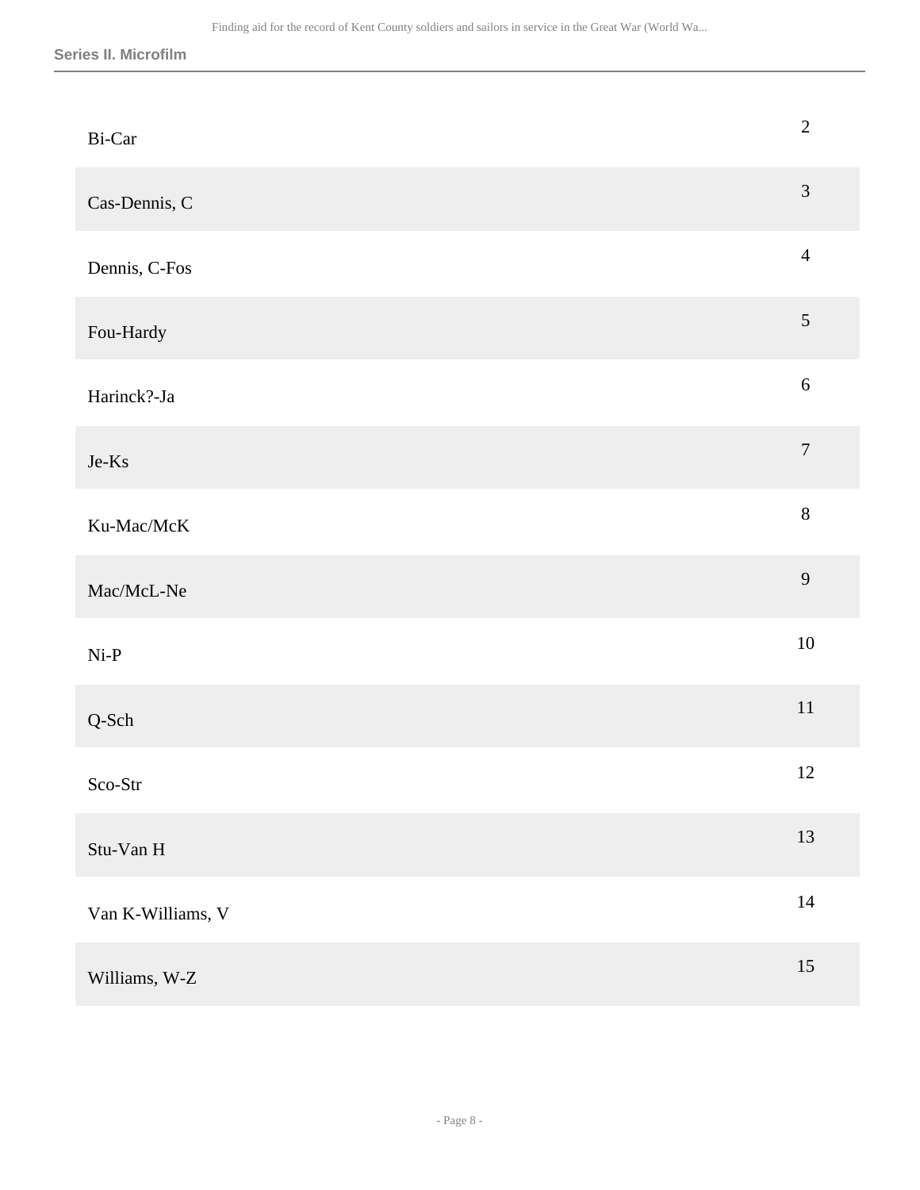| | |
|---|---|
| Bi-Car | 2 |
| Cas-Dennis, C | 3 |
| Dennis, C-Fos | 4 |
| Fou-Hardy | 5 |
| Harinck?-Ja | 6 |
| Je-Ks | 7 |
| Ku-Mac/McK | 8 |
| Mac/McL-Ne | 9 |
| Ni-P | 10 |
| Q-Sch | 11 |
| Sco-Str | 12 |
| Stu-Van H | 13 |
| Van K-Williams, V | 14 |
| Williams, W-Z | 15 |